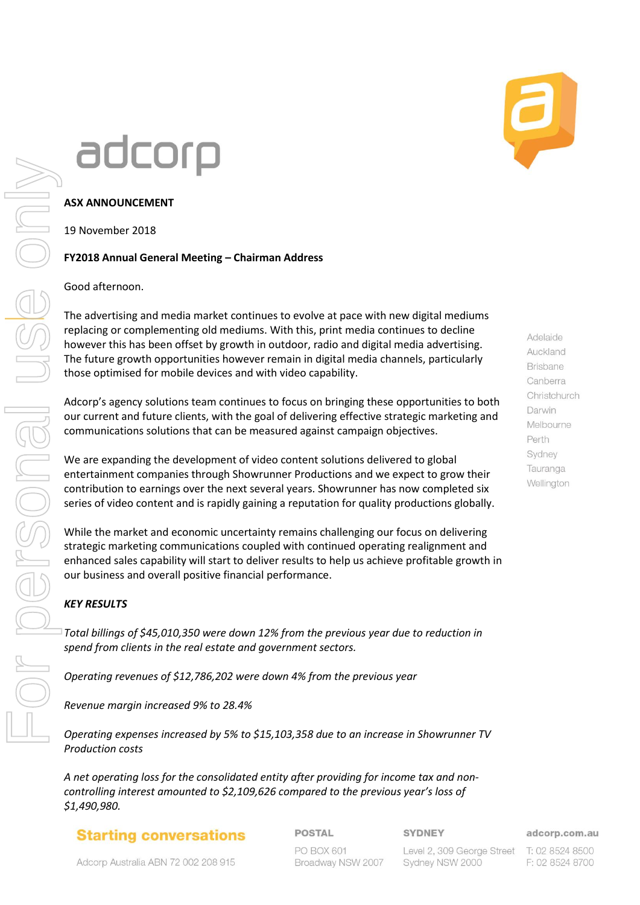adcorp

**ASX ANNOUNCEMENT**

19 November 2018

**FY2018 Annual General Meeting – Chairman Address**

Good afternoon.

The advertising and media market continues to evolve at pace with new digital mediums replacing or complementing old mediums. With this, print media continues to decline however this has been offset by growth in outdoor, radio and digital media advertising. The future growth opportunities however remain in digital media channels, particularly those optimised for mobile devices and with video capability.

Adcorp's agency solutions team continues to focus on bringing these opportunities to both our current and future clients, with the goal of delivering effective strategic marketing and communications solutions that can be measured against campaign objectives.

We are expanding the development of video content solutions delivered to global entertainment companies through Showrunner Productions and we expect to grow their contribution to earnings over the next several years. Showrunner has now completed six series of video content and is rapidly gaining a reputation for quality productions globally.

While the market and economic uncertainty remains challenging our focus on delivering strategic marketing communications coupled with continued operating realignment and enhanced sales capability will start to deliver results to help us achieve profitable growth in our business and overall positive financial performance.

***KEY RESULTS***

*Total billings of $45,010,350 were down 12% from the previous year due to reduction in spend from clients in the real estate and government sectors.*

*Operating revenues of $12,786,202 were down 4% from the previous year*

*Revenue margin increased 9% to 28.4%*

*Operating expenses increased by 5% to $15,103,358 due to an increase in Showrunner TV Production costs*

*A net operating loss for the consolidated entity after providing for income tax and non-controlling interest amounted to $2,109,626 compared to the previous year's loss of $1,490,980.*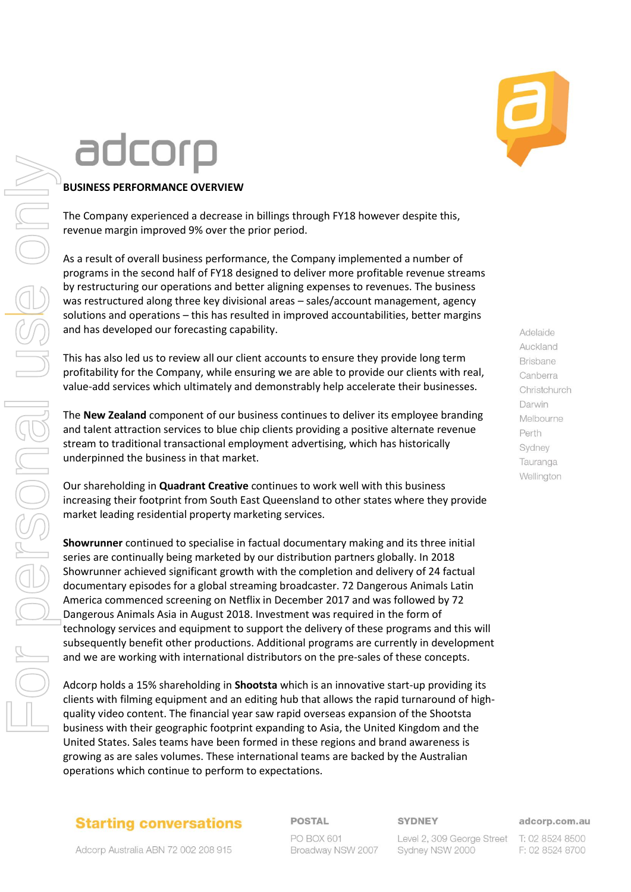## BUSINESS PERFORMANCE OVERVIEW

The Company experienced a decrease in billings through FY18 however despite this, revenue margin improved 9% over the prior period.

As a result of overall business performance, the Company implemented a number of programs in the second half of FY18 designed to deliver more profitable revenue streams by restructuring our operations and better aligning expenses to revenues. The business was restructured along three key divisional areas – sales/account management, agency solutions and operations – this has resulted in improved accountabilities, better margins and has developed our forecasting capability.

This has also led us to review all our client accounts to ensure they provide long term profitability for the Company, while ensuring we are able to provide our clients with real, value-add services which ultimately and demonstrably help accelerate their businesses.

The **New Zealand** component of our business continues to deliver its employee branding and talent attraction services to blue chip clients providing a positive alternate revenue stream to traditional transactional employment advertising, which has historically underpinned the business in that market.

Our shareholding in **Quadrant Creative** continues to work well with this business increasing their footprint from South East Queensland to other states where they provide market leading residential property marketing services.

**Showrunner** continued to specialise in factual documentary making and its three initial series are continually being marketed by our distribution partners globally. In 2018 Showrunner achieved significant growth with the completion and delivery of 24 factual documentary episodes for a global streaming broadcaster. 72 Dangerous Animals Latin America commenced screening on Netflix in December 2017 and was followed by 72 Dangerous Animals Asia in August 2018. Investment was required in the form of technology services and equipment to support the delivery of these programs and this will subsequently benefit other productions. Additional programs are currently in development and we are working with international distributors on the pre-sales of these concepts.

Adcorp holds a 15% shareholding in **Shootsta** which is an innovative start-up providing its clients with filming equipment and an editing hub that allows the rapid turnaround of high-quality video content. The financial year saw rapid overseas expansion of the Shootsta business with their geographic footprint expanding to Asia, the United Kingdom and the United States. Sales teams have been formed in these regions and brand awareness is growing as are sales volumes. These international teams are backed by the Australian operations which continue to perform to expectations.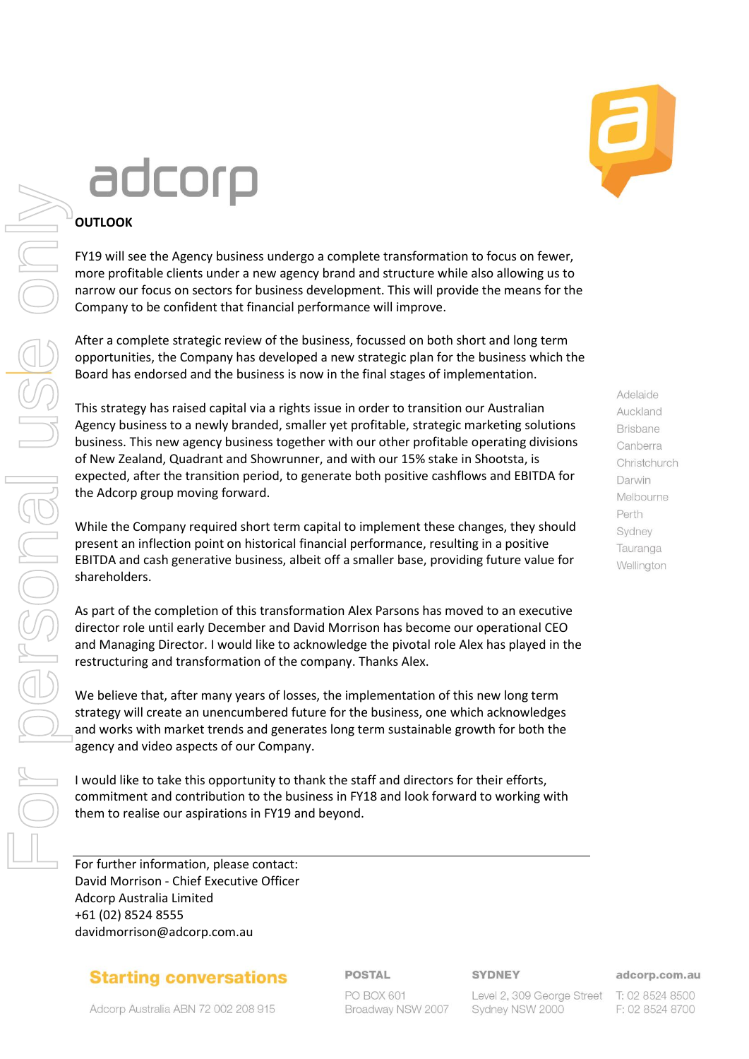## OUTLOOK

FY19 will see the Agency business undergo a complete transformation to focus on fewer, more profitable clients under a new agency brand and structure while also allowing us to narrow our focus on sectors for business development. This will provide the means for the Company to be confident that financial performance will improve.

After a complete strategic review of the business, focussed on both short and long term opportunities, the Company has developed a new strategic plan for the business which the Board has endorsed and the business is now in the final stages of implementation.

This strategy has raised capital via a rights issue in order to transition our Australian Agency business to a newly branded, smaller yet profitable, strategic marketing solutions business. This new agency business together with our other profitable operating divisions of New Zealand, Quadrant and Showrunner, and with our 15% stake in Shootsta, is expected, after the transition period, to generate both positive cashflows and EBITDA for the Adcorp group moving forward.

While the Company required short term capital to implement these changes, they should present an inflection point on historical financial performance, resulting in a positive EBITDA and cash generative business, albeit off a smaller base, providing future value for shareholders.

As part of the completion of this transformation Alex Parsons has moved to an executive director role until early December and David Morrison has become our operational CEO and Managing Director. I would like to acknowledge the pivotal role Alex has played in the restructuring and transformation of the company. Thanks Alex.

We believe that, after many years of losses, the implementation of this new long term strategy will create an unencumbered future for the business, one which acknowledges and works with market trends and generates long term sustainable growth for both the agency and video aspects of our Company.

I would like to take this opportunity to thank the staff and directors for their efforts, commitment and contribution to the business in FY18 and look forward to working with them to realise our aspirations in FY19 and beyond.

---

For further information, please contact:
David Morrison - Chief Executive Officer
Adcorp Australia Limited
+61 (02) 8524 8555
davidmorrison@adcorp.com.au